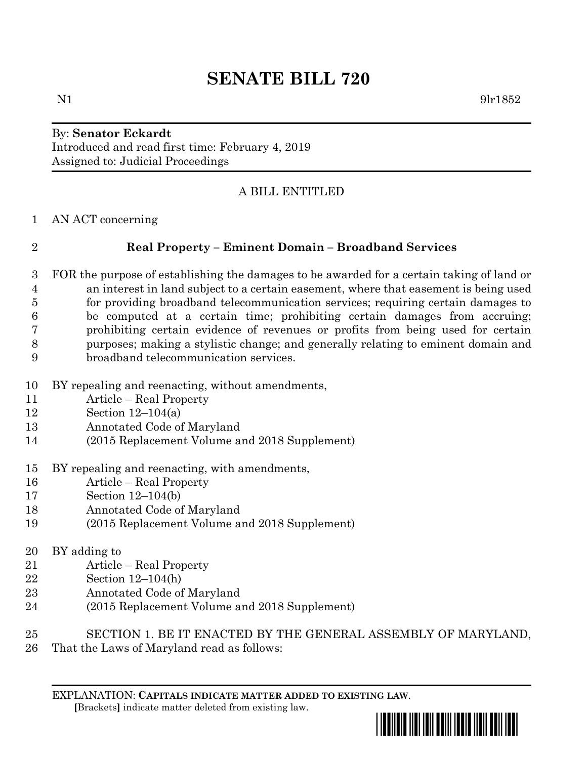# SENATE BILL 720

N1 9lr1852

By: **Senator Eckardt**
Introduced and read first time: February 4, 2019
Assigned to: Judicial Proceedings

A BILL ENTITLED

AN ACT concerning

**Real Property – Eminent Domain – Broadband Services**

FOR the purpose of establishing the damages to be awarded for a certain taking of land or an interest in land subject to a certain easement, where that easement is being used for providing broadband telecommunication services; requiring certain damages to be computed at a certain time; prohibiting certain damages from accruing; prohibiting certain evidence of revenues or profits from being used for certain purposes; making a stylistic change; and generally relating to eminent domain and broadband telecommunication services.

BY repealing and reenacting, without amendments,
Article – Real Property
Section 12–104(a)
Annotated Code of Maryland
(2015 Replacement Volume and 2018 Supplement)

BY repealing and reenacting, with amendments,
Article – Real Property
Section 12–104(b)
Annotated Code of Maryland
(2015 Replacement Volume and 2018 Supplement)

BY adding to
Article – Real Property
Section 12–104(h)
Annotated Code of Maryland
(2015 Replacement Volume and 2018 Supplement)

SECTION 1. BE IT ENACTED BY THE GENERAL ASSEMBLY OF MARYLAND, That the Laws of Maryland read as follows:

EXPLANATION: **CAPITALS INDICATE MATTER ADDED TO EXISTING LAW.**
**[**Brackets**]** indicate matter deleted from existing law.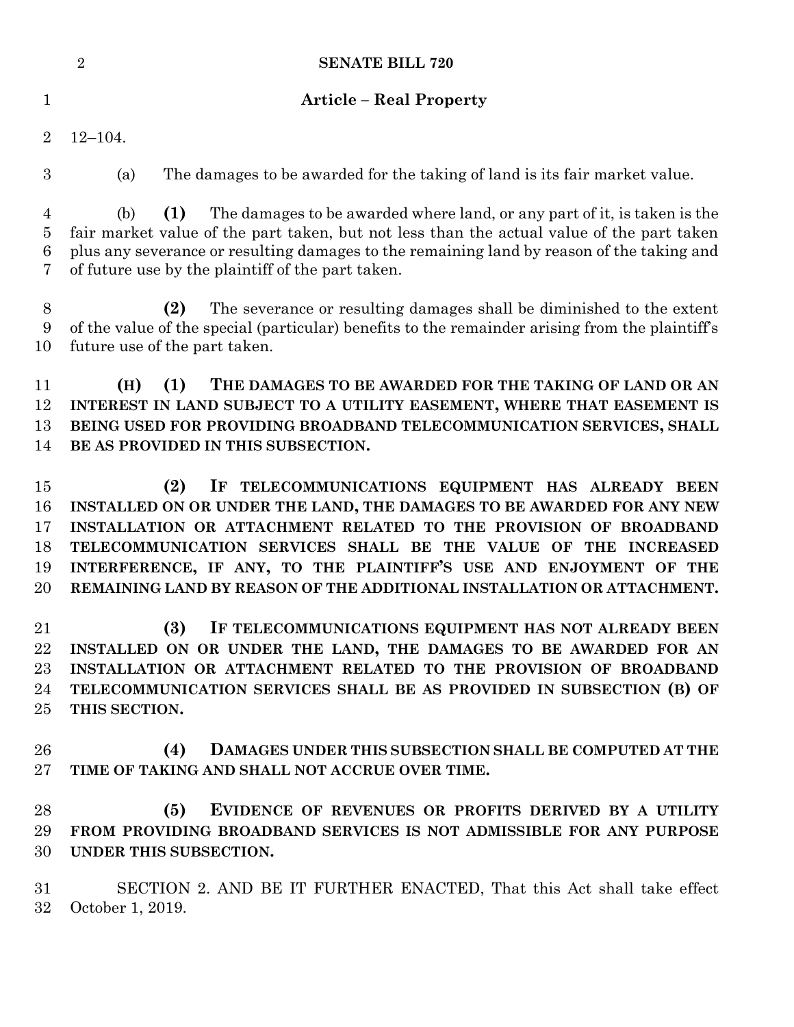## Article – Real Property

12–104.

(a) The damages to be awarded for the taking of land is its fair market value.

(b) **(1)** The damages to be awarded where land, or any part of it, is taken is the fair market value of the part taken, but not less than the actual value of the part taken plus any severance or resulting damages to the remaining land by reason of the taking and of future use by the plaintiff of the part taken.

**(2)** The severance or resulting damages shall be diminished to the extent of the value of the special (particular) benefits to the remainder arising from the plaintiff's future use of the part taken.

**(H) (1) THE DAMAGES TO BE AWARDED FOR THE TAKING OF LAND OR AN INTEREST IN LAND SUBJECT TO A UTILITY EASEMENT, WHERE THAT EASEMENT IS BEING USED FOR PROVIDING BROADBAND TELECOMMUNICATION SERVICES, SHALL BE AS PROVIDED IN THIS SUBSECTION.**

**(2) IF TELECOMMUNICATIONS EQUIPMENT HAS ALREADY BEEN INSTALLED ON OR UNDER THE LAND, THE DAMAGES TO BE AWARDED FOR ANY NEW INSTALLATION OR ATTACHMENT RELATED TO THE PROVISION OF BROADBAND TELECOMMUNICATION SERVICES SHALL BE THE VALUE OF THE INCREASED INTERFERENCE, IF ANY, TO THE PLAINTIFF'S USE AND ENJOYMENT OF THE REMAINING LAND BY REASON OF THE ADDITIONAL INSTALLATION OR ATTACHMENT.**

**(3) IF TELECOMMUNICATIONS EQUIPMENT HAS NOT ALREADY BEEN INSTALLED ON OR UNDER THE LAND, THE DAMAGES TO BE AWARDED FOR AN INSTALLATION OR ATTACHMENT RELATED TO THE PROVISION OF BROADBAND TELECOMMUNICATION SERVICES SHALL BE AS PROVIDED IN SUBSECTION (B) OF THIS SECTION.**

**(4) DAMAGES UNDER THIS SUBSECTION SHALL BE COMPUTED AT THE TIME OF TAKING AND SHALL NOT ACCRUE OVER TIME.**

**(5) EVIDENCE OF REVENUES OR PROFITS DERIVED BY A UTILITY FROM PROVIDING BROADBAND SERVICES IS NOT ADMISSIBLE FOR ANY PURPOSE UNDER THIS SUBSECTION.**

SECTION 2. AND BE IT FURTHER ENACTED, That this Act shall take effect October 1, 2019.